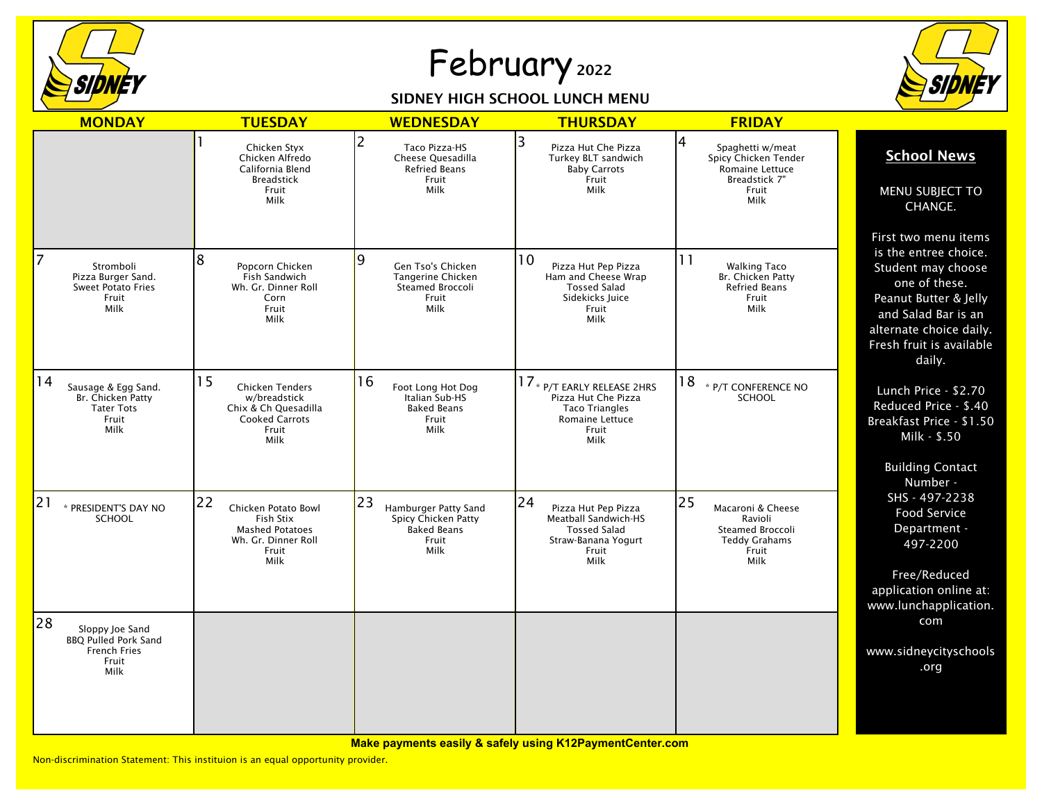# February 2022

## SIDNEY HIGH SCHOOL LUNCH MENU

| MONDAY | TUESDAY | WEDNESDAY | THURSDAY | FRIDAY |
|---|---|---|---|---|
| | 1<br>Chicken Styx<br>Chicken Alfredo<br>California Blend<br>Breadstick<br>Fruit<br>Milk | 2<br>Taco Pizza-HS<br>Cheese Quesadilla<br>Refried Beans<br>Fruit<br>Milk | 3<br>Pizza Hut Che Pizza<br>Turkey BLT sandwich<br>Baby Carrots<br>Fruit<br>Milk | 4<br>Spaghetti w/meat<br>Spicy Chicken Tender<br>Romaine Lettuce<br>Breadstick 7"<br>Fruit<br>Milk |
| 7<br>Stromboli<br>Pizza Burger Sand.<br>Sweet Potato Fries<br>Fruit<br>Milk | 8<br>Popcorn Chicken<br>Fish Sandwich<br>Wh. Gr. Dinner Roll<br>Corn<br>Fruit<br>Milk | 9<br>Gen Tso's Chicken<br>Tangerine Chicken<br>Steamed Broccoli<br>Fruit<br>Milk | 10<br>Pizza Hut Pep Pizza<br>Ham and Cheese Wrap<br>Tossed Salad<br>Sidekicks Juice<br>Fruit<br>Milk | 11<br>Walking Taco<br>Br. Chicken Patty<br>Refried Beans<br>Fruit<br>Milk |
| 14<br>Sausage & Egg Sand.<br>Br. Chicken Patty<br>Tater Tots<br>Fruit<br>Milk | 15<br>Chicken Tenders w/breadstick<br>Chix & Ch Quesadilla<br>Cooked Carrots<br>Fruit<br>Milk | 16<br>Foot Long Hot Dog<br>Italian Sub-HS<br>Baked Beans<br>Fruit<br>Milk | 17<br>* P/T EARLY RELEASE 2HRS<br>Pizza Hut Che Pizza<br>Taco Triangles<br>Romaine Lettuce<br>Fruit<br>Milk | 18<br>* P/T CONFERENCE NO SCHOOL |
| 21<br>* PRESIDENT'S DAY NO SCHOOL | 22<br>Chicken Potato Bowl<br>Fish Stix<br>Mashed Potatoes<br>Wh. Gr. Dinner Roll<br>Fruit<br>Milk | 23<br>Hamburger Patty Sand<br>Spicy Chicken Patty<br>Baked Beans<br>Fruit<br>Milk | 24<br>Pizza Hut Pep Pizza<br>Meatball Sandwich-HS<br>Tossed Salad<br>Straw-Banana Yogurt<br>Fruit<br>Milk | 25<br>Macaroni & Cheese<br>Ravioli<br>Steamed Broccoli<br>Teddy Grahams<br>Fruit<br>Milk |
| 28<br>Sloppy Joe Sand<br>BBQ Pulled Pork Sand<br>French Fries<br>Fruit<br>Milk | | | | |

### School News

MENU SUBJECT TO CHANGE.

First two menu items is the entree choice. Student may choose one of these. Peanut Butter & Jelly and Salad Bar is an alternate choice daily. Fresh fruit is available daily.

Lunch Price - $2.70
Reduced Price - $.40
Breakfast Price - $1.50
Milk - $.50

Building Contact Number -
SHS - 497-2238
Food Service Department - 497-2200

Free/Reduced application online at: www.lunchapplication.com

www.sidneycityschools.org

**Make payments easily & safely using K12PaymentCenter.com**

Non-discrimination Statement: This instituion is an equal opportunity provider.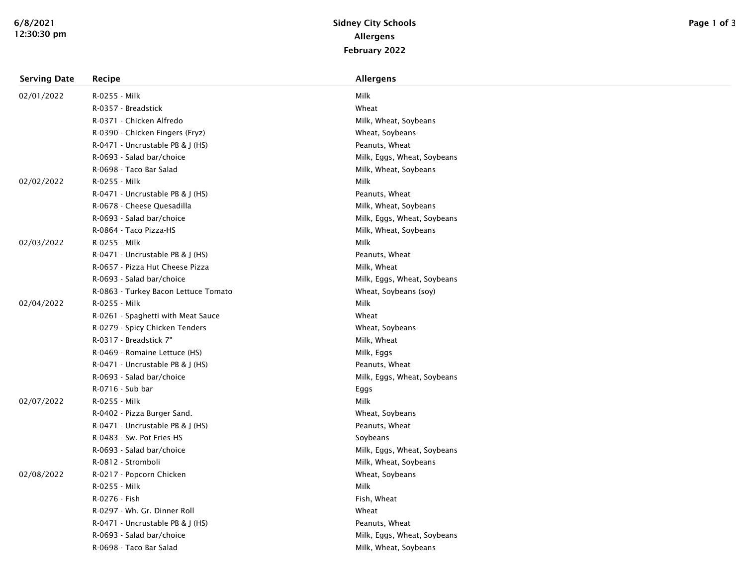# Sidney City Schools

## Allergens

### February 2022

| Serving Date | Recipe | Allergens |
|---|---|---|
| 02/01/2022 | R-0255 - Milk | Milk |
| | R-0357 - Breadstick | Wheat |
| | R-0371 - Chicken Alfredo | Milk, Wheat, Soybeans |
| | R-0390 - Chicken Fingers (Fryz) | Wheat, Soybeans |
| | R-0471 - Uncrustable PB & J (HS) | Peanuts, Wheat |
| | R-0693 - Salad bar/choice | Milk, Eggs, Wheat, Soybeans |
| | R-0698 - Taco Bar Salad | Milk, Wheat, Soybeans |
| 02/02/2022 | R-0255 - Milk | Milk |
| | R-0471 - Uncrustable PB & J (HS) | Peanuts, Wheat |
| | R-0678 - Cheese Quesadilla | Milk, Wheat, Soybeans |
| | R-0693 - Salad bar/choice | Milk, Eggs, Wheat, Soybeans |
| | R-0864 - Taco Pizza-HS | Milk, Wheat, Soybeans |
| 02/03/2022 | R-0255 - Milk | Milk |
| | R-0471 - Uncrustable PB & J (HS) | Peanuts, Wheat |
| | R-0657 - Pizza Hut Cheese Pizza | Milk, Wheat |
| | R-0693 - Salad bar/choice | Milk, Eggs, Wheat, Soybeans |
| | R-0863 - Turkey Bacon Lettuce Tomato | Wheat, Soybeans (soy) |
| 02/04/2022 | R-0255 - Milk | Milk |
| | R-0261 - Spaghetti with Meat Sauce | Wheat |
| | R-0279 - Spicy Chicken Tenders | Wheat, Soybeans |
| | R-0317 - Breadstick 7" | Milk, Wheat |
| | R-0469 - Romaine Lettuce (HS) | Milk, Eggs |
| | R-0471 - Uncrustable PB & J (HS) | Peanuts, Wheat |
| | R-0693 - Salad bar/choice | Milk, Eggs, Wheat, Soybeans |
| | R-0716 - Sub bar | Eggs |
| 02/07/2022 | R-0255 - Milk | Milk |
| | R-0402 - Pizza Burger Sand. | Wheat, Soybeans |
| | R-0471 - Uncrustable PB & J (HS) | Peanuts, Wheat |
| | R-0483 - Sw. Pot Fries-HS | Soybeans |
| | R-0693 - Salad bar/choice | Milk, Eggs, Wheat, Soybeans |
| | R-0812 - Stromboli | Milk, Wheat, Soybeans |
| 02/08/2022 | R-0217 - Popcorn Chicken | Wheat, Soybeans |
| | R-0255 - Milk | Milk |
| | R-0276 - Fish | Fish, Wheat |
| | R-0297 - Wh. Gr. Dinner Roll | Wheat |
| | R-0471 - Uncrustable PB & J (HS) | Peanuts, Wheat |
| | R-0693 - Salad bar/choice | Milk, Eggs, Wheat, Soybeans |
| | R-0698 - Taco Bar Salad | Milk, Wheat, Soybeans |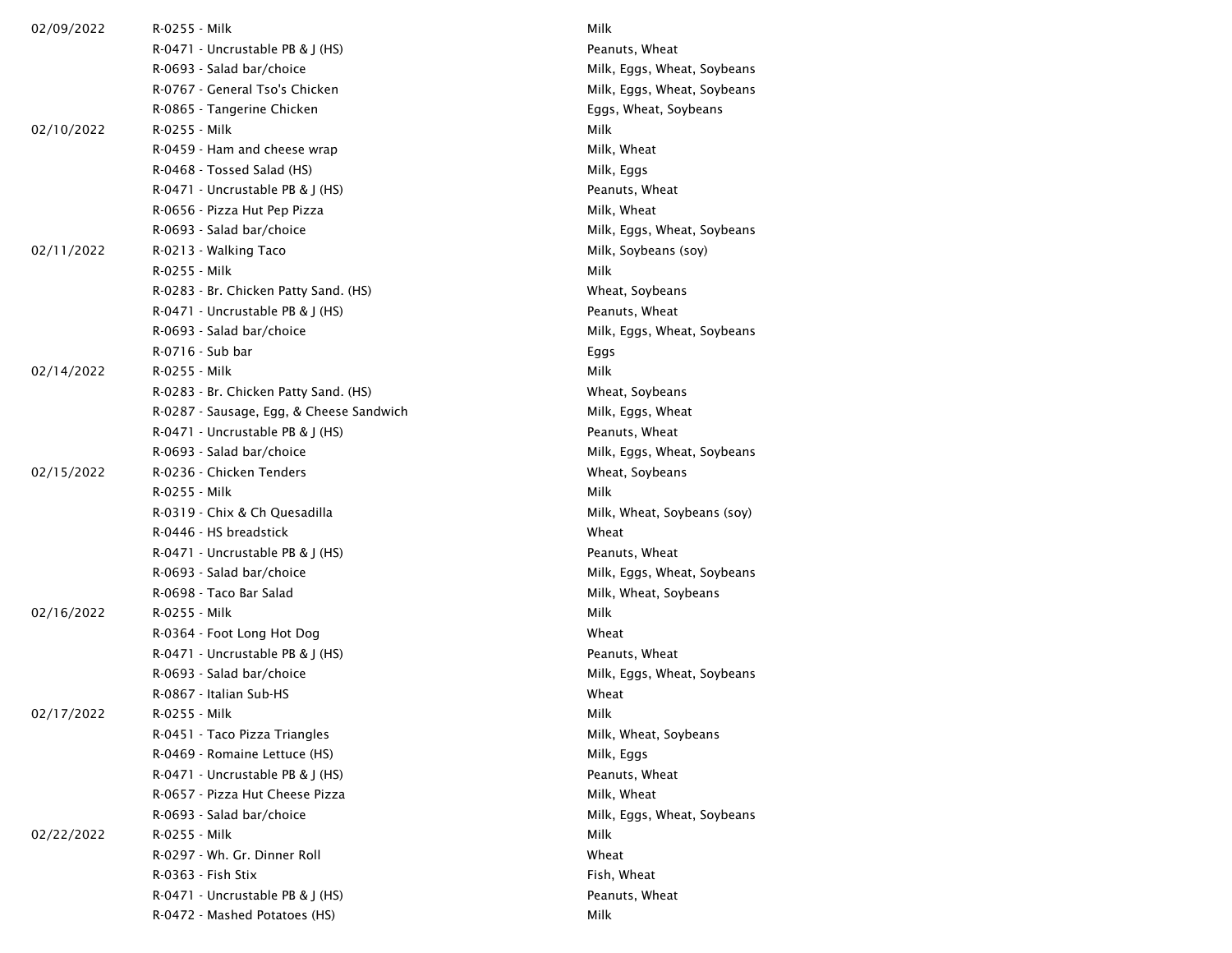| | | |
|---|---|---|
| 02/09/2022 | R-0255 - Milk | Milk |
| | R-0471 - Uncrustable PB & J (HS) | Peanuts, Wheat |
| | R-0693 - Salad bar/choice | Milk, Eggs, Wheat, Soybeans |
| | R-0767 - General Tso's Chicken | Milk, Eggs, Wheat, Soybeans |
| | R-0865 - Tangerine Chicken | Eggs, Wheat, Soybeans |
| 02/10/2022 | R-0255 - Milk | Milk |
| | R-0459 - Ham and cheese wrap | Milk, Wheat |
| | R-0468 - Tossed Salad (HS) | Milk, Eggs |
| | R-0471 - Uncrustable PB & J (HS) | Peanuts, Wheat |
| | R-0656 - Pizza Hut Pep Pizza | Milk, Wheat |
| | R-0693 - Salad bar/choice | Milk, Eggs, Wheat, Soybeans |
| 02/11/2022 | R-0213 - Walking Taco | Milk, Soybeans (soy) |
| | R-0255 - Milk | Milk |
| | R-0283 - Br. Chicken Patty Sand. (HS) | Wheat, Soybeans |
| | R-0471 - Uncrustable PB & J (HS) | Peanuts, Wheat |
| | R-0693 - Salad bar/choice | Milk, Eggs, Wheat, Soybeans |
| | R-0716 - Sub bar | Eggs |
| 02/14/2022 | R-0255 - Milk | Milk |
| | R-0283 - Br. Chicken Patty Sand. (HS) | Wheat, Soybeans |
| | R-0287 - Sausage, Egg, & Cheese Sandwich | Milk, Eggs, Wheat |
| | R-0471 - Uncrustable PB & J (HS) | Peanuts, Wheat |
| | R-0693 - Salad bar/choice | Milk, Eggs, Wheat, Soybeans |
| 02/15/2022 | R-0236 - Chicken Tenders | Wheat, Soybeans |
| | R-0255 - Milk | Milk |
| | R-0319 - Chix & Ch Quesadilla | Milk, Wheat, Soybeans (soy) |
| | R-0446 - HS breadstick | Wheat |
| | R-0471 - Uncrustable PB & J (HS) | Peanuts, Wheat |
| | R-0693 - Salad bar/choice | Milk, Eggs, Wheat, Soybeans |
| | R-0698 - Taco Bar Salad | Milk, Wheat, Soybeans |
| 02/16/2022 | R-0255 - Milk | Milk |
| | R-0364 - Foot Long Hot Dog | Wheat |
| | R-0471 - Uncrustable PB & J (HS) | Peanuts, Wheat |
| | R-0693 - Salad bar/choice | Milk, Eggs, Wheat, Soybeans |
| | R-0867 - Italian Sub-HS | Wheat |
| 02/17/2022 | R-0255 - Milk | Milk |
| | R-0451 - Taco Pizza Triangles | Milk, Wheat, Soybeans |
| | R-0469 - Romaine Lettuce (HS) | Milk, Eggs |
| | R-0471 - Uncrustable PB & J (HS) | Peanuts, Wheat |
| | R-0657 - Pizza Hut Cheese Pizza | Milk, Wheat |
| | R-0693 - Salad bar/choice | Milk, Eggs, Wheat, Soybeans |
| 02/22/2022 | R-0255 - Milk | Milk |
| | R-0297 - Wh. Gr. Dinner Roll | Wheat |
| | R-0363 - Fish Stix | Fish, Wheat |
| | R-0471 - Uncrustable PB & J (HS) | Peanuts, Wheat |
| | R-0472 - Mashed Potatoes (HS) | Milk |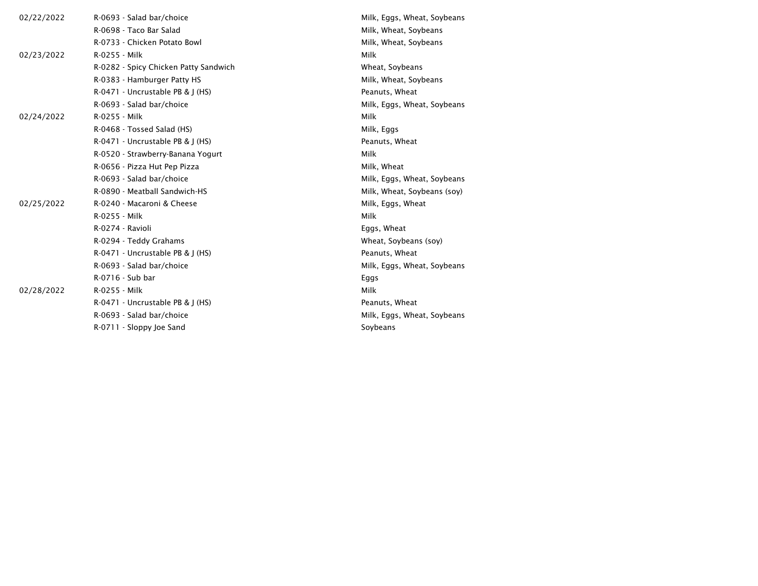| | | |
|---|---|---|
| 02/22/2022 | R-0693 - Salad bar/choice | Milk, Eggs, Wheat, Soybeans |
| | R-0698 - Taco Bar Salad | Milk, Wheat, Soybeans |
| | R-0733 - Chicken Potato Bowl | Milk, Wheat, Soybeans |
| 02/23/2022 | R-0255 - Milk | Milk |
| | R-0282 - Spicy Chicken Patty Sandwich | Wheat, Soybeans |
| | R-0383 - Hamburger Patty HS | Milk, Wheat, Soybeans |
| | R-0471 - Uncrustable PB & J (HS) | Peanuts, Wheat |
| | R-0693 - Salad bar/choice | Milk, Eggs, Wheat, Soybeans |
| 02/24/2022 | R-0255 - Milk | Milk |
| | R-0468 - Tossed Salad (HS) | Milk, Eggs |
| | R-0471 - Uncrustable PB & J (HS) | Peanuts, Wheat |
| | R-0520 - Strawberry-Banana Yogurt | Milk |
| | R-0656 - Pizza Hut Pep Pizza | Milk, Wheat |
| | R-0693 - Salad bar/choice | Milk, Eggs, Wheat, Soybeans |
| | R-0890 - Meatball Sandwich-HS | Milk, Wheat, Soybeans (soy) |
| 02/25/2022 | R-0240 - Macaroni & Cheese | Milk, Eggs, Wheat |
| | R-0255 - Milk | Milk |
| | R-0274 - Ravioli | Eggs, Wheat |
| | R-0294 - Teddy Grahams | Wheat, Soybeans (soy) |
| | R-0471 - Uncrustable PB & J (HS) | Peanuts, Wheat |
| | R-0693 - Salad bar/choice | Milk, Eggs, Wheat, Soybeans |
| | R-0716 - Sub bar | Eggs |
| 02/28/2022 | R-0255 - Milk | Milk |
| | R-0471 - Uncrustable PB & J (HS) | Peanuts, Wheat |
| | R-0693 - Salad bar/choice | Milk, Eggs, Wheat, Soybeans |
| | R-0711 - Sloppy Joe Sand | Soybeans |